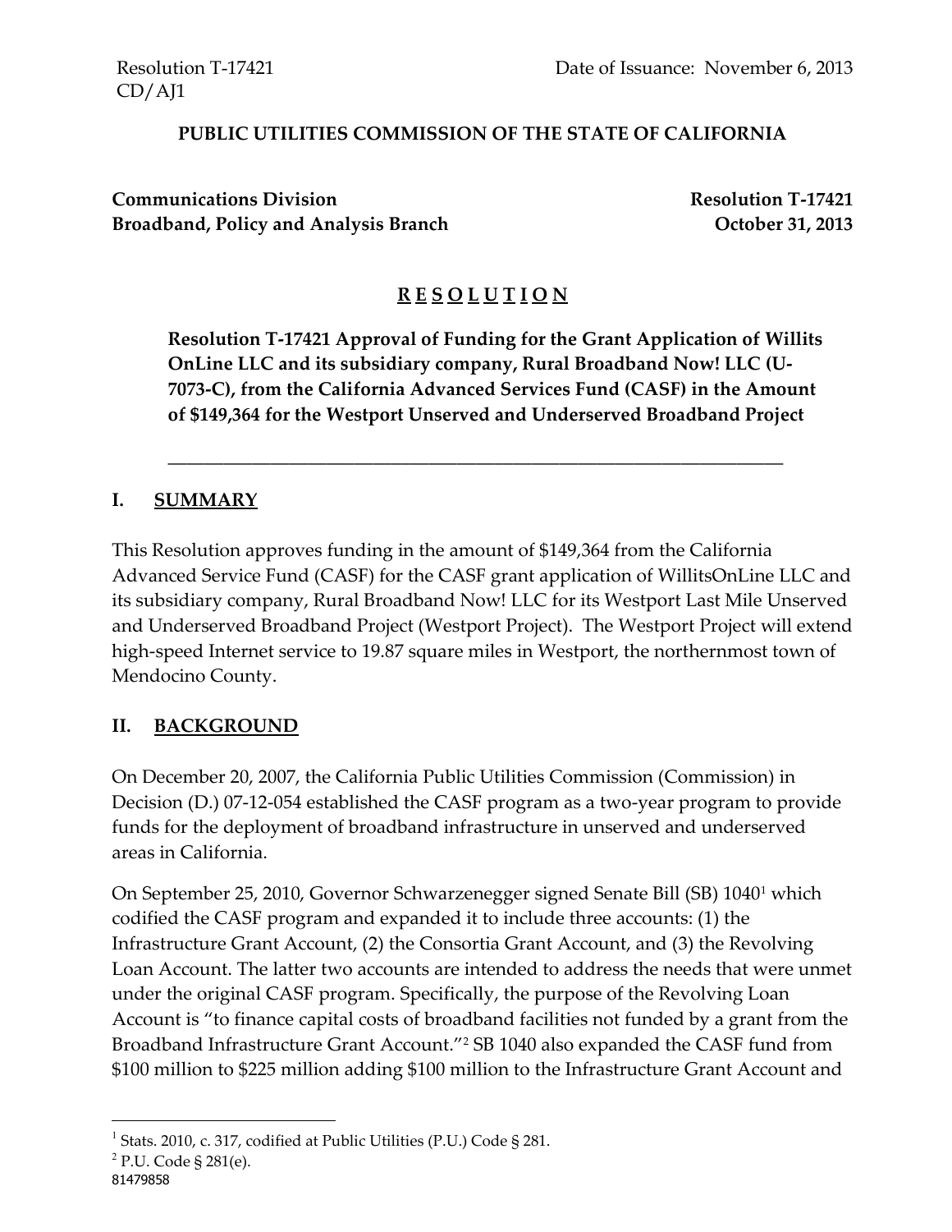Resolution T-17421
CD/AJ1

Date of Issuance: November 6, 2013

**PUBLIC UTILITIES COMMISSION OF THE STATE OF CALIFORNIA**

**Communications Division**
**Broadband, Policy and Analysis Branch**

**Resolution T-17421**
**October 31, 2013**

# R E S O L U T I O N

**Resolution T-17421 Approval of Funding for the Grant Application of Willits OnLine LLC and its subsidiary company, Rural Broadband Now! LLC (U-7073-C), from the California Advanced Services Fund (CASF) in the Amount of $149,364 for the Westport Unserved and Underserved Broadband Project**

---

## I. SUMMARY

This Resolution approves funding in the amount of $149,364 from the California Advanced Service Fund (CASF) for the CASF grant application of WillitsOnLine LLC and its subsidiary company, Rural Broadband Now! LLC for its Westport Last Mile Unserved and Underserved Broadband Project (Westport Project). The Westport Project will extend high-speed Internet service to 19.87 square miles in Westport, the northernmost town of Mendocino County.

## II. BACKGROUND

On December 20, 2007, the California Public Utilities Commission (Commission) in Decision (D.) 07-12-054 established the CASF program as a two-year program to provide funds for the deployment of broadband infrastructure in unserved and underserved areas in California.

On September 25, 2010, Governor Schwarzenegger signed Senate Bill (SB) 1040[1] which codified the CASF program and expanded it to include three accounts: (1) the Infrastructure Grant Account, (2) the Consortia Grant Account, and (3) the Revolving Loan Account. The latter two accounts are intended to address the needs that were unmet under the original CASF program. Specifically, the purpose of the Revolving Loan Account is "to finance capital costs of broadband facilities not funded by a grant from the Broadband Infrastructure Grant Account."[2] SB 1040 also expanded the CASF fund from $100 million to $225 million adding $100 million to the Infrastructure Grant Account and

---

[1] Stats. 2010, c. 317, codified at Public Utilities (P.U.) Code § 281.

[2] P.U. Code § 281(e).

81479858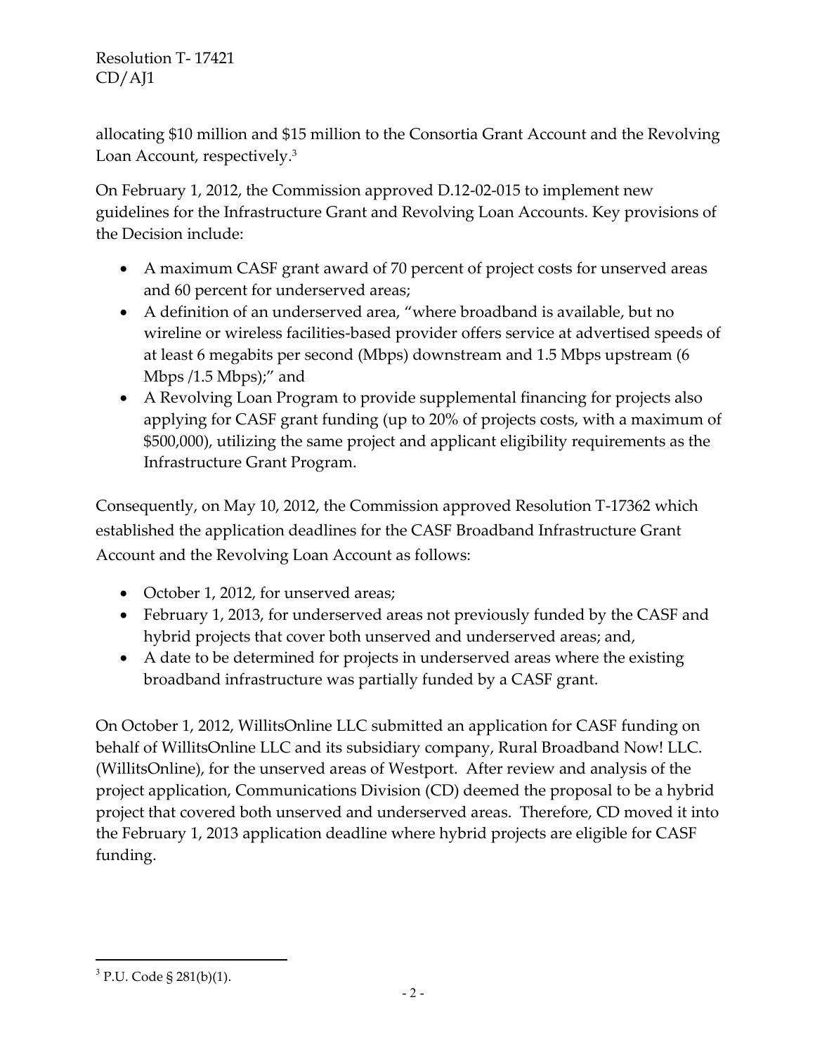allocating $10 million and $15 million to the Consortia Grant Account and the Revolving Loan Account, respectively.[3]

On February 1, 2012, the Commission approved D.12-02-015 to implement new guidelines for the Infrastructure Grant and Revolving Loan Accounts. Key provisions of the Decision include:

- A maximum CASF grant award of 70 percent of project costs for unserved areas and 60 percent for underserved areas;
- A definition of an underserved area, "where broadband is available, but no wireline or wireless facilities-based provider offers service at advertised speeds of at least 6 megabits per second (Mbps) downstream and 1.5 Mbps upstream (6 Mbps /1.5 Mbps);" and
- A Revolving Loan Program to provide supplemental financing for projects also applying for CASF grant funding (up to 20% of projects costs, with a maximum of $500,000), utilizing the same project and applicant eligibility requirements as the Infrastructure Grant Program.

Consequently, on May 10, 2012, the Commission approved Resolution T-17362 which established the application deadlines for the CASF Broadband Infrastructure Grant Account and the Revolving Loan Account as follows:

- October 1, 2012, for unserved areas;
- February 1, 2013, for underserved areas not previously funded by the CASF and hybrid projects that cover both unserved and underserved areas; and,
- A date to be determined for projects in underserved areas where the existing broadband infrastructure was partially funded by a CASF grant.

On October 1, 2012, WillitsOnline LLC submitted an application for CASF funding on behalf of WillitsOnline LLC and its subsidiary company, Rural Broadband Now! LLC. (WillitsOnline), for the unserved areas of Westport. After review and analysis of the project application, Communications Division (CD) deemed the proposal to be a hybrid project that covered both unserved and underserved areas. Therefore, CD moved it into the February 1, 2013 application deadline where hybrid projects are eligible for CASF funding.

[3] P.U. Code § 281(b)(1).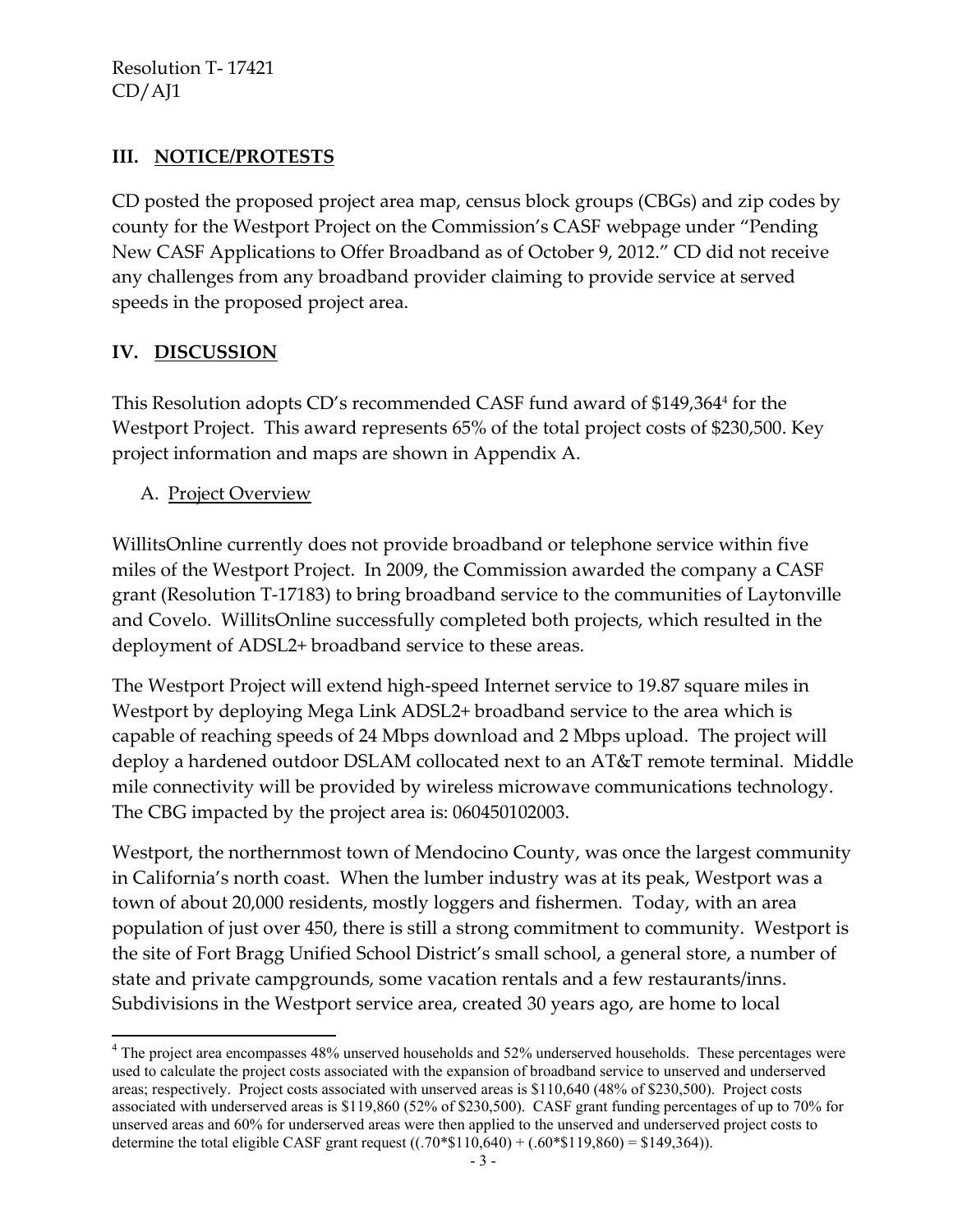## III. NOTICE/PROTESTS

CD posted the proposed project area map, census block groups (CBGs) and zip codes by county for the Westport Project on the Commission's CASF webpage under "Pending New CASF Applications to Offer Broadband as of October 9, 2012." CD did not receive any challenges from any broadband provider claiming to provide service at served speeds in the proposed project area.

## IV. DISCUSSION

This Resolution adopts CD's recommended CASF fund award of $149,364[4] for the Westport Project. This award represents 65% of the total project costs of $230,500. Key project information and maps are shown in Appendix A.

### A. Project Overview

WillitsOnline currently does not provide broadband or telephone service within five miles of the Westport Project. In 2009, the Commission awarded the company a CASF grant (Resolution T-17183) to bring broadband service to the communities of Laytonville and Covelo. WillitsOnline successfully completed both projects, which resulted in the deployment of ADSL2+ broadband service to these areas.

The Westport Project will extend high-speed Internet service to 19.87 square miles in Westport by deploying Mega Link ADSL2+ broadband service to the area which is capable of reaching speeds of 24 Mbps download and 2 Mbps upload. The project will deploy a hardened outdoor DSLAM collocated next to an AT&T remote terminal. Middle mile connectivity will be provided by wireless microwave communications technology. The CBG impacted by the project area is: 060450102003.

Westport, the northernmost town of Mendocino County, was once the largest community in California's north coast. When the lumber industry was at its peak, Westport was a town of about 20,000 residents, mostly loggers and fishermen. Today, with an area population of just over 450, there is still a strong commitment to community. Westport is the site of Fort Bragg Unified School District's small school, a general store, a number of state and private campgrounds, some vacation rentals and a few restaurants/inns. Subdivisions in the Westport service area, created 30 years ago, are home to local

---

[4] The project area encompasses 48% unserved households and 52% underserved households. These percentages were used to calculate the project costs associated with the expansion of broadband service to unserved and underserved areas; respectively. Project costs associated with unserved areas is $110,640 (48% of $230,500). Project costs associated with underserved areas is $119,860 (52% of $230,500). CASF grant funding percentages of up to 70% for unserved areas and 60% for underserved areas were then applied to the unserved and underserved project costs to determine the total eligible CASF grant request ((.70*$110,640) + (.60*$119,860) = $149,364)).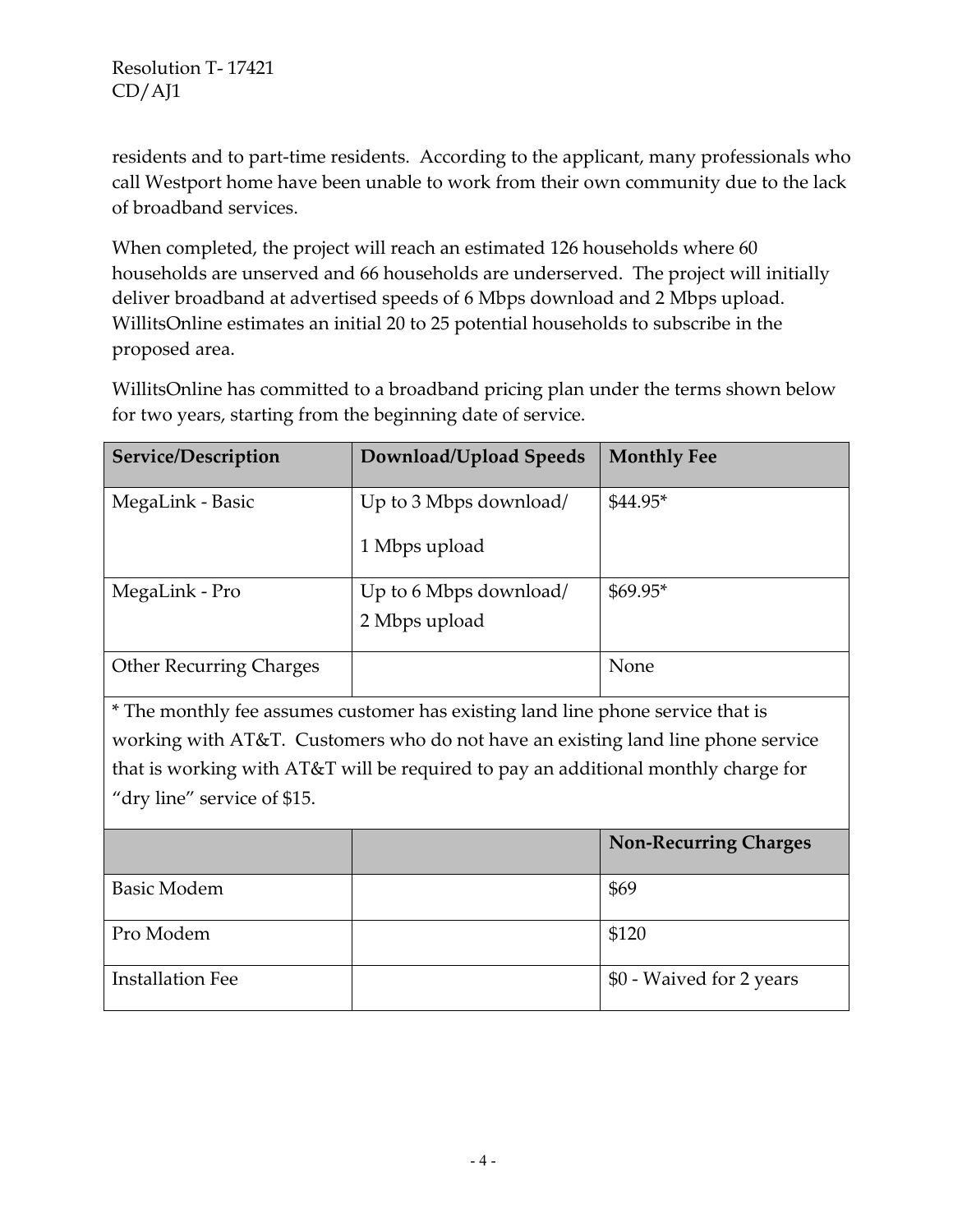residents and to part-time residents. According to the applicant, many professionals who call Westport home have been unable to work from their own community due to the lack of broadband services.

When completed, the project will reach an estimated 126 households where 60 households are unserved and 66 households are underserved. The project will initially deliver broadband at advertised speeds of 6 Mbps download and 2 Mbps upload. WillitsOnline estimates an initial 20 to 25 potential households to subscribe in the proposed area.

WillitsOnline has committed to a broadband pricing plan under the terms shown below for two years, starting from the beginning date of service.

| Service/Description | Download/Upload Speeds | Monthly Fee |
|---|---|---|
| MegaLink - Basic | Up to 3 Mbps download/ 1 Mbps upload | $44.95* |
| MegaLink - Pro | Up to 6 Mbps download/ 2 Mbps upload | $69.95* |
| Other Recurring Charges | | None |
| * The monthly fee assumes customer has existing land line phone service that is working with AT&T. Customers who do not have an existing land line phone service that is working with AT&T will be required to pay an additional monthly charge for "dry line" service of $15. | | |
| | | **Non-Recurring Charges** |
| Basic Modem | | $69 |
| Pro Modem | | $120 |
| Installation Fee | | $0 - Waived for 2 years |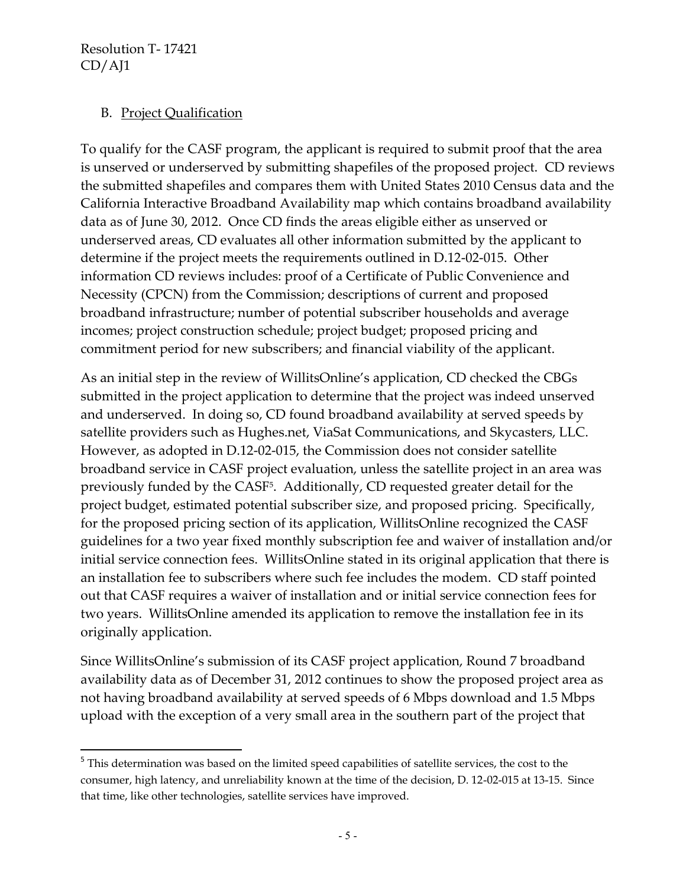## B. Project Qualification

To qualify for the CASF program, the applicant is required to submit proof that the area is unserved or underserved by submitting shapefiles of the proposed project. CD reviews the submitted shapefiles and compares them with United States 2010 Census data and the California Interactive Broadband Availability map which contains broadband availability data as of June 30, 2012. Once CD finds the areas eligible either as unserved or underserved areas, CD evaluates all other information submitted by the applicant to determine if the project meets the requirements outlined in D.12-02-015. Other information CD reviews includes: proof of a Certificate of Public Convenience and Necessity (CPCN) from the Commission; descriptions of current and proposed broadband infrastructure; number of potential subscriber households and average incomes; project construction schedule; project budget; proposed pricing and commitment period for new subscribers; and financial viability of the applicant.

As an initial step in the review of WillitsOnline's application, CD checked the CBGs submitted in the project application to determine that the project was indeed unserved and underserved. In doing so, CD found broadband availability at served speeds by satellite providers such as Hughes.net, ViaSat Communications, and Skycasters, LLC. However, as adopted in D.12-02-015, the Commission does not consider satellite broadband service in CASF project evaluation, unless the satellite project in an area was previously funded by the CASF[5]. Additionally, CD requested greater detail for the project budget, estimated potential subscriber size, and proposed pricing. Specifically, for the proposed pricing section of its application, WillitsOnline recognized the CASF guidelines for a two year fixed monthly subscription fee and waiver of installation and/or initial service connection fees. WillitsOnline stated in its original application that there is an installation fee to subscribers where such fee includes the modem. CD staff pointed out that CASF requires a waiver of installation and or initial service connection fees for two years. WillitsOnline amended its application to remove the installation fee in its originally application.

Since WillitsOnline's submission of its CASF project application, Round 7 broadband availability data as of December 31, 2012 continues to show the proposed project area as not having broadband availability at served speeds of 6 Mbps download and 1.5 Mbps upload with the exception of a very small area in the southern part of the project that

---

[5] This determination was based on the limited speed capabilities of satellite services, the cost to the consumer, high latency, and unreliability known at the time of the decision, D. 12-02-015 at 13-15. Since that time, like other technologies, satellite services have improved.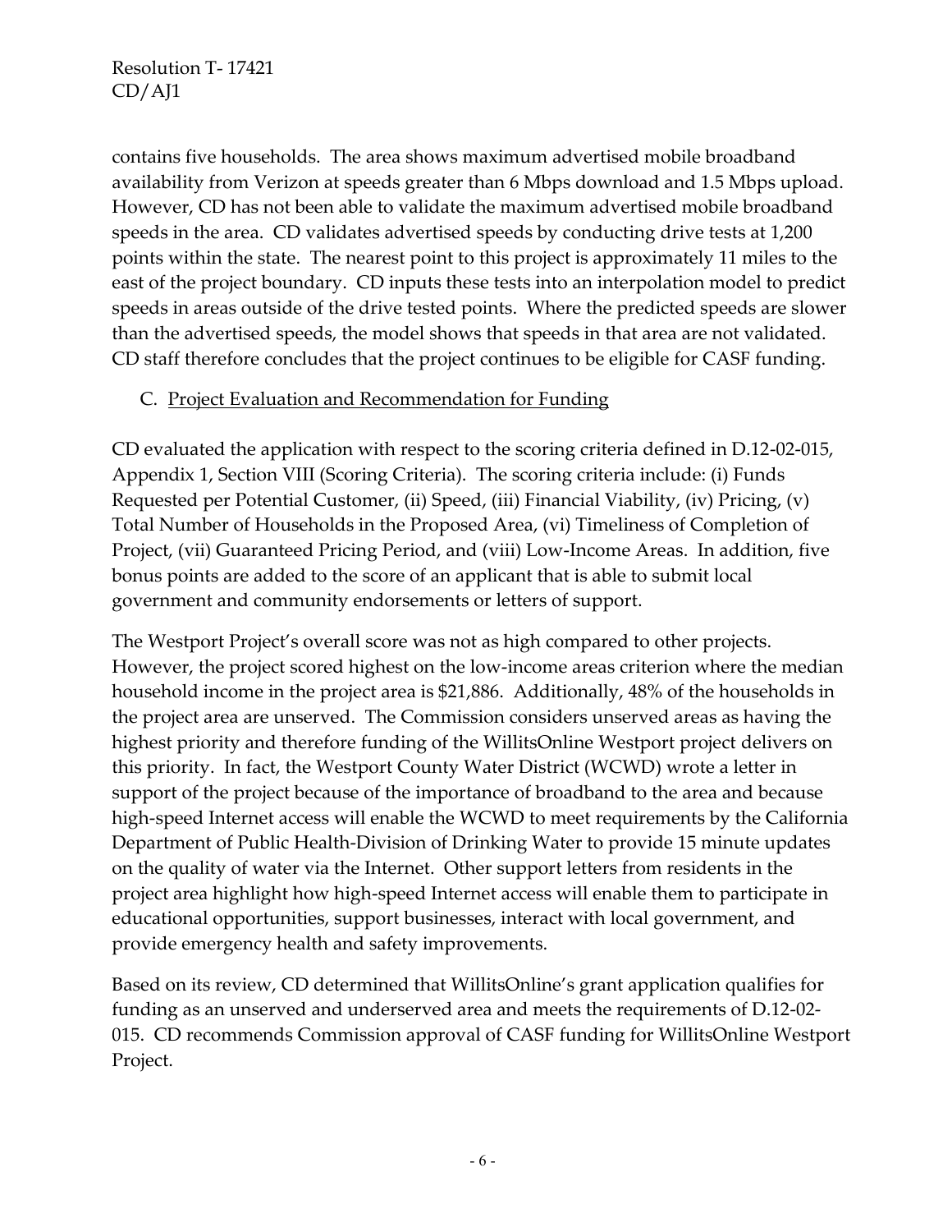contains five households. The area shows maximum advertised mobile broadband availability from Verizon at speeds greater than 6 Mbps download and 1.5 Mbps upload. However, CD has not been able to validate the maximum advertised mobile broadband speeds in the area. CD validates advertised speeds by conducting drive tests at 1,200 points within the state. The nearest point to this project is approximately 11 miles to the east of the project boundary. CD inputs these tests into an interpolation model to predict speeds in areas outside of the drive tested points. Where the predicted speeds are slower than the advertised speeds, the model shows that speeds in that area are not validated. CD staff therefore concludes that the project continues to be eligible for CASF funding.

C. Project Evaluation and Recommendation for Funding

CD evaluated the application with respect to the scoring criteria defined in D.12-02-015, Appendix 1, Section VIII (Scoring Criteria). The scoring criteria include: (i) Funds Requested per Potential Customer, (ii) Speed, (iii) Financial Viability, (iv) Pricing, (v) Total Number of Households in the Proposed Area, (vi) Timeliness of Completion of Project, (vii) Guaranteed Pricing Period, and (viii) Low-Income Areas. In addition, five bonus points are added to the score of an applicant that is able to submit local government and community endorsements or letters of support.

The Westport Project's overall score was not as high compared to other projects. However, the project scored highest on the low-income areas criterion where the median household income in the project area is $21,886. Additionally, 48% of the households in the project area are unserved. The Commission considers unserved areas as having the highest priority and therefore funding of the WillitsOnline Westport project delivers on this priority. In fact, the Westport County Water District (WCWD) wrote a letter in support of the project because of the importance of broadband to the area and because high-speed Internet access will enable the WCWD to meet requirements by the California Department of Public Health-Division of Drinking Water to provide 15 minute updates on the quality of water via the Internet. Other support letters from residents in the project area highlight how high-speed Internet access will enable them to participate in educational opportunities, support businesses, interact with local government, and provide emergency health and safety improvements.

Based on its review, CD determined that WillitsOnline's grant application qualifies for funding as an unserved and underserved area and meets the requirements of D.12-02-015. CD recommends Commission approval of CASF funding for WillitsOnline Westport Project.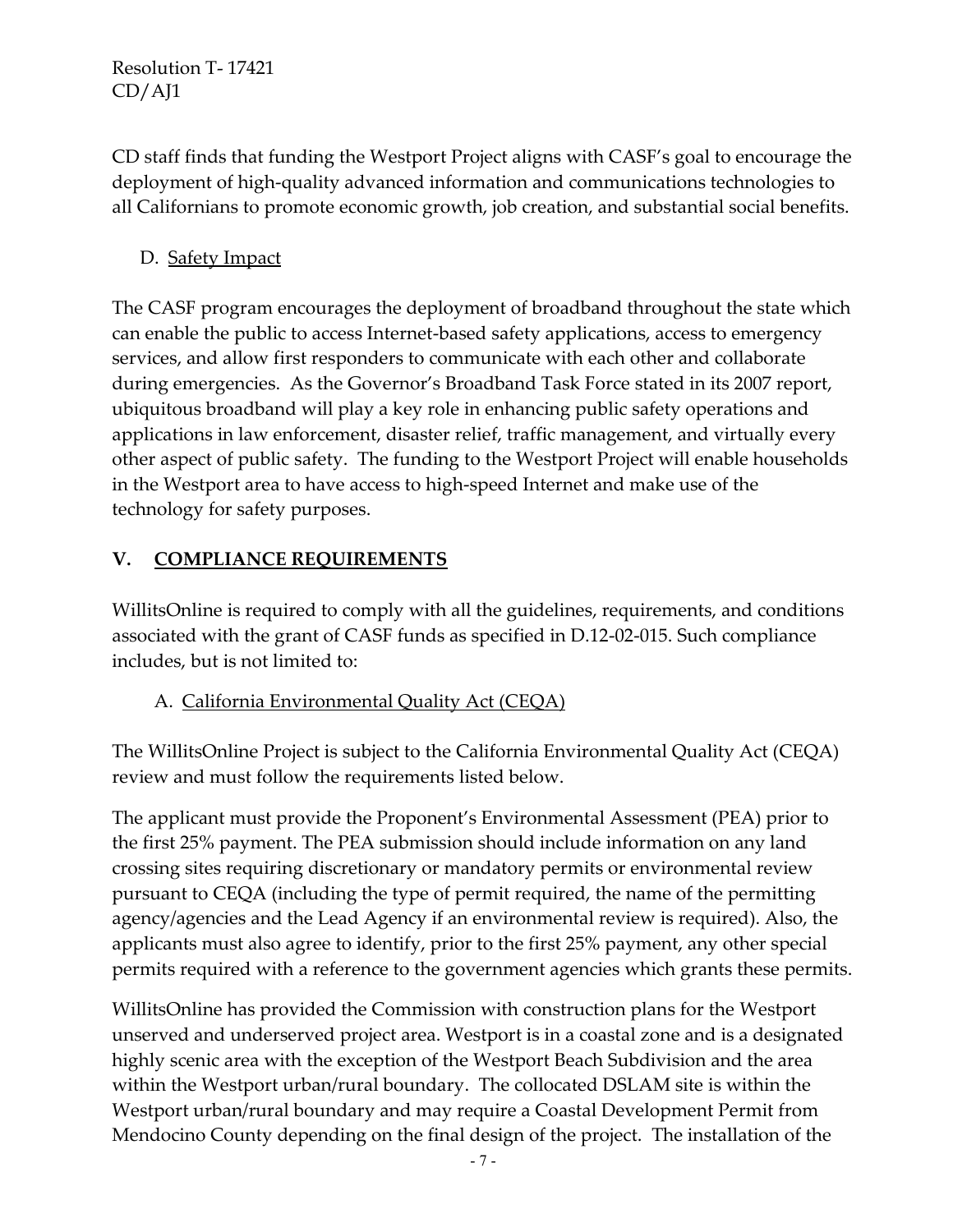CD staff finds that funding the Westport Project aligns with CASF's goal to encourage the deployment of high-quality advanced information and communications technologies to all Californians to promote economic growth, job creation, and substantial social benefits.

### D. Safety Impact

The CASF program encourages the deployment of broadband throughout the state which can enable the public to access Internet-based safety applications, access to emergency services, and allow first responders to communicate with each other and collaborate during emergencies. As the Governor's Broadband Task Force stated in its 2007 report, ubiquitous broadband will play a key role in enhancing public safety operations and applications in law enforcement, disaster relief, traffic management, and virtually every other aspect of public safety. The funding to the Westport Project will enable households in the Westport area to have access to high-speed Internet and make use of the technology for safety purposes.

## V. COMPLIANCE REQUIREMENTS

WillitsOnline is required to comply with all the guidelines, requirements, and conditions associated with the grant of CASF funds as specified in D.12-02-015. Such compliance includes, but is not limited to:

### A. California Environmental Quality Act (CEQA)

The WillitsOnline Project is subject to the California Environmental Quality Act (CEQA) review and must follow the requirements listed below.

The applicant must provide the Proponent's Environmental Assessment (PEA) prior to the first 25% payment. The PEA submission should include information on any land crossing sites requiring discretionary or mandatory permits or environmental review pursuant to CEQA (including the type of permit required, the name of the permitting agency/agencies and the Lead Agency if an environmental review is required). Also, the applicants must also agree to identify, prior to the first 25% payment, any other special permits required with a reference to the government agencies which grants these permits.

WillitsOnline has provided the Commission with construction plans for the Westport unserved and underserved project area. Westport is in a coastal zone and is a designated highly scenic area with the exception of the Westport Beach Subdivision and the area within the Westport urban/rural boundary. The collocated DSLAM site is within the Westport urban/rural boundary and may require a Coastal Development Permit from Mendocino County depending on the final design of the project. The installation of the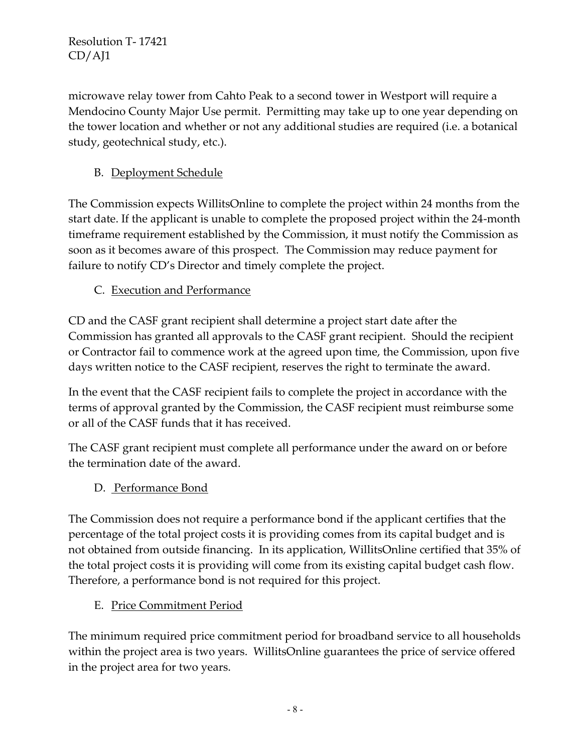microwave relay tower from Cahto Peak to a second tower in Westport will require a Mendocino County Major Use permit. Permitting may take up to one year depending on the tower location and whether or not any additional studies are required (i.e. a botanical study, geotechnical study, etc.).

B. Deployment Schedule

The Commission expects WillitsOnline to complete the project within 24 months from the start date. If the applicant is unable to complete the proposed project within the 24-month timeframe requirement established by the Commission, it must notify the Commission as soon as it becomes aware of this prospect. The Commission may reduce payment for failure to notify CD's Director and timely complete the project.

C. Execution and Performance

CD and the CASF grant recipient shall determine a project start date after the Commission has granted all approvals to the CASF grant recipient. Should the recipient or Contractor fail to commence work at the agreed upon time, the Commission, upon five days written notice to the CASF recipient, reserves the right to terminate the award.

In the event that the CASF recipient fails to complete the project in accordance with the terms of approval granted by the Commission, the CASF recipient must reimburse some or all of the CASF funds that it has received.

The CASF grant recipient must complete all performance under the award on or before the termination date of the award.

D. Performance Bond

The Commission does not require a performance bond if the applicant certifies that the percentage of the total project costs it is providing comes from its capital budget and is not obtained from outside financing. In its application, WillitsOnline certified that 35% of the total project costs it is providing will come from its existing capital budget cash flow. Therefore, a performance bond is not required for this project.

E. Price Commitment Period

The minimum required price commitment period for broadband service to all households within the project area is two years. WillitsOnline guarantees the price of service offered in the project area for two years.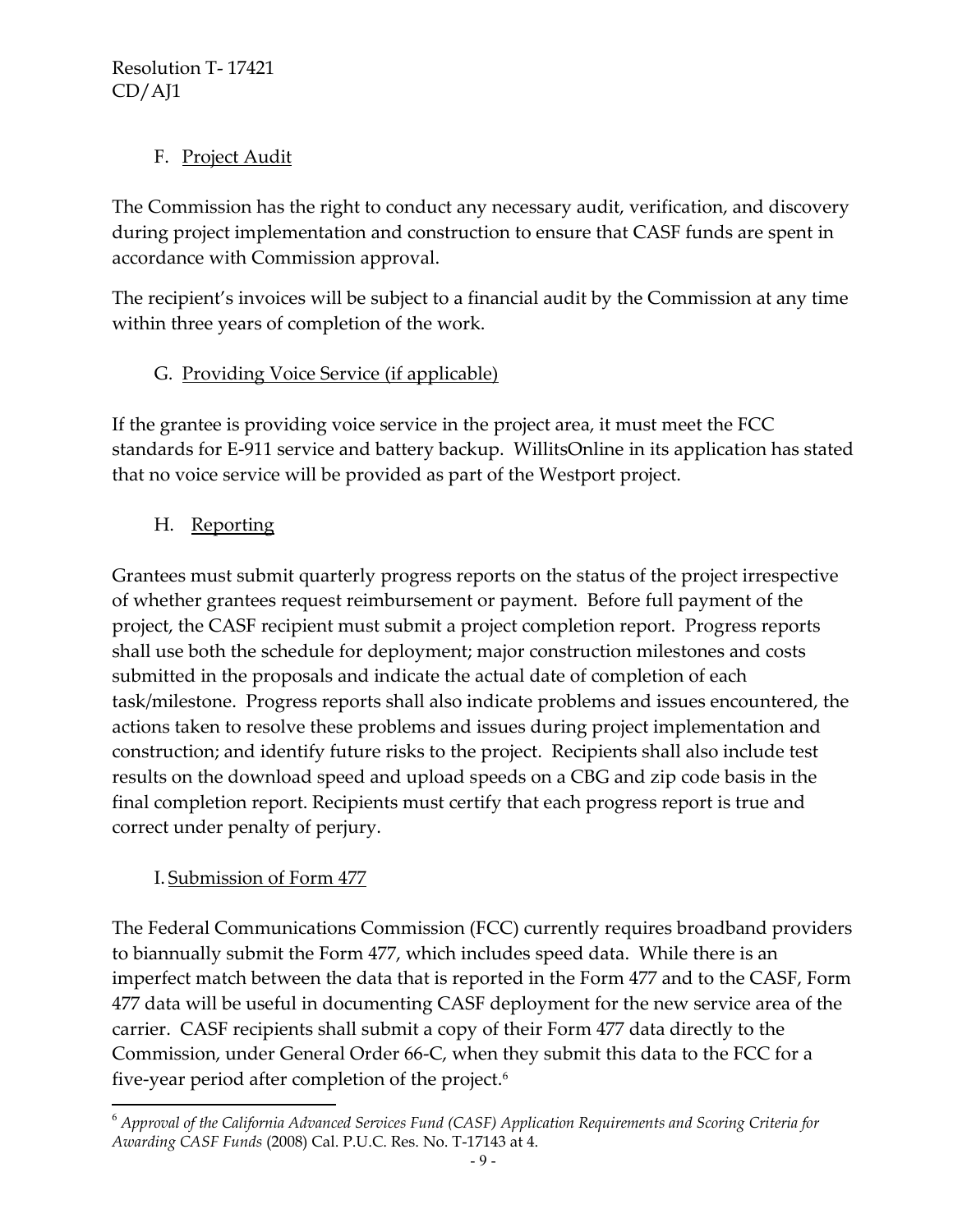### F. Project Audit

The Commission has the right to conduct any necessary audit, verification, and discovery during project implementation and construction to ensure that CASF funds are spent in accordance with Commission approval.

The recipient's invoices will be subject to a financial audit by the Commission at any time within three years of completion of the work.

### G. Providing Voice Service (if applicable)

If the grantee is providing voice service in the project area, it must meet the FCC standards for E-911 service and battery backup. WillitsOnline in its application has stated that no voice service will be provided as part of the Westport project.

### H. Reporting

Grantees must submit quarterly progress reports on the status of the project irrespective of whether grantees request reimbursement or payment. Before full payment of the project, the CASF recipient must submit a project completion report. Progress reports shall use both the schedule for deployment; major construction milestones and costs submitted in the proposals and indicate the actual date of completion of each task/milestone. Progress reports shall also indicate problems and issues encountered, the actions taken to resolve these problems and issues during project implementation and construction; and identify future risks to the project. Recipients shall also include test results on the download speed and upload speeds on a CBG and zip code basis in the final completion report. Recipients must certify that each progress report is true and correct under penalty of perjury.

### I. Submission of Form 477

The Federal Communications Commission (FCC) currently requires broadband providers to biannually submit the Form 477, which includes speed data. While there is an imperfect match between the data that is reported in the Form 477 and to the CASF, Form 477 data will be useful in documenting CASF deployment for the new service area of the carrier. CASF recipients shall submit a copy of their Form 477 data directly to the Commission, under General Order 66-C, when they submit this data to the FCC for a five-year period after completion of the project.[6]

---

[6] *Approval of the California Advanced Services Fund (CASF) Application Requirements and Scoring Criteria for Awarding CASF Funds* (2008) Cal. P.U.C. Res. No. T-17143 at 4.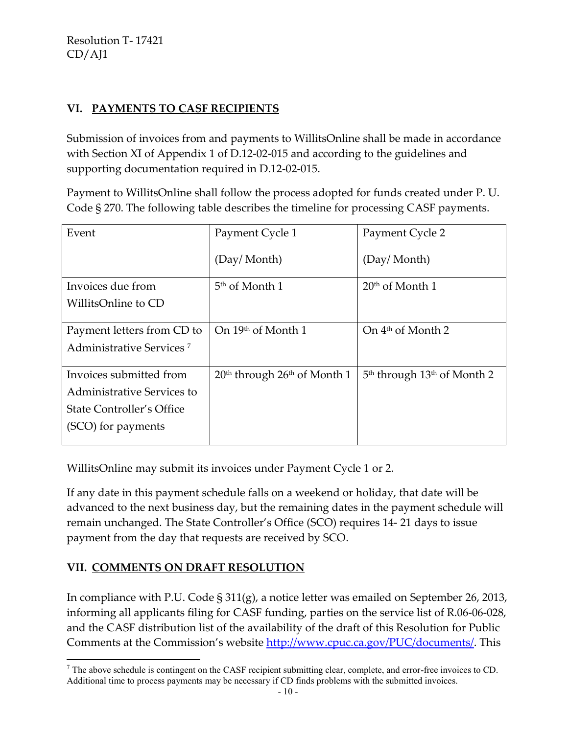## VI. PAYMENTS TO CASF RECIPIENTS

Submission of invoices from and payments to WillitsOnline shall be made in accordance with Section XI of Appendix 1 of D.12-02-015 and according to the guidelines and supporting documentation required in D.12-02-015.

Payment to WillitsOnline shall follow the process adopted for funds created under P. U. Code § 270. The following table describes the timeline for processing CASF payments.

| Event | Payment Cycle 1 (Day/ Month) | Payment Cycle 2 (Day/ Month) |
|---|---|---|
| Invoices due from WillitsOnline to CD | 5th of Month 1 | 20th of Month 1 |
| Payment letters from CD to Administrative Services [7] | On 19th of Month 1 | On 4th of Month 2 |
| Invoices submitted from Administrative Services to State Controller's Office (SCO) for payments | 20th through 26th of Month 1 | 5th through 13th of Month 2 |

WillitsOnline may submit its invoices under Payment Cycle 1 or 2.

If any date in this payment schedule falls on a weekend or holiday, that date will be advanced to the next business day, but the remaining dates in the payment schedule will remain unchanged. The State Controller's Office (SCO) requires 14- 21 days to issue payment from the day that requests are received by SCO.

## VII. COMMENTS ON DRAFT RESOLUTION

In compliance with P.U. Code § 311(g), a notice letter was emailed on September 26, 2013, informing all applicants filing for CASF funding, parties on the service list of R.06-06-028, and the CASF distribution list of the availability of the draft of this Resolution for Public Comments at the Commission's website http://www.cpuc.ca.gov/PUC/documents/. This

[7] The above schedule is contingent on the CASF recipient submitting clear, complete, and error-free invoices to CD. Additional time to process payments may be necessary if CD finds problems with the submitted invoices.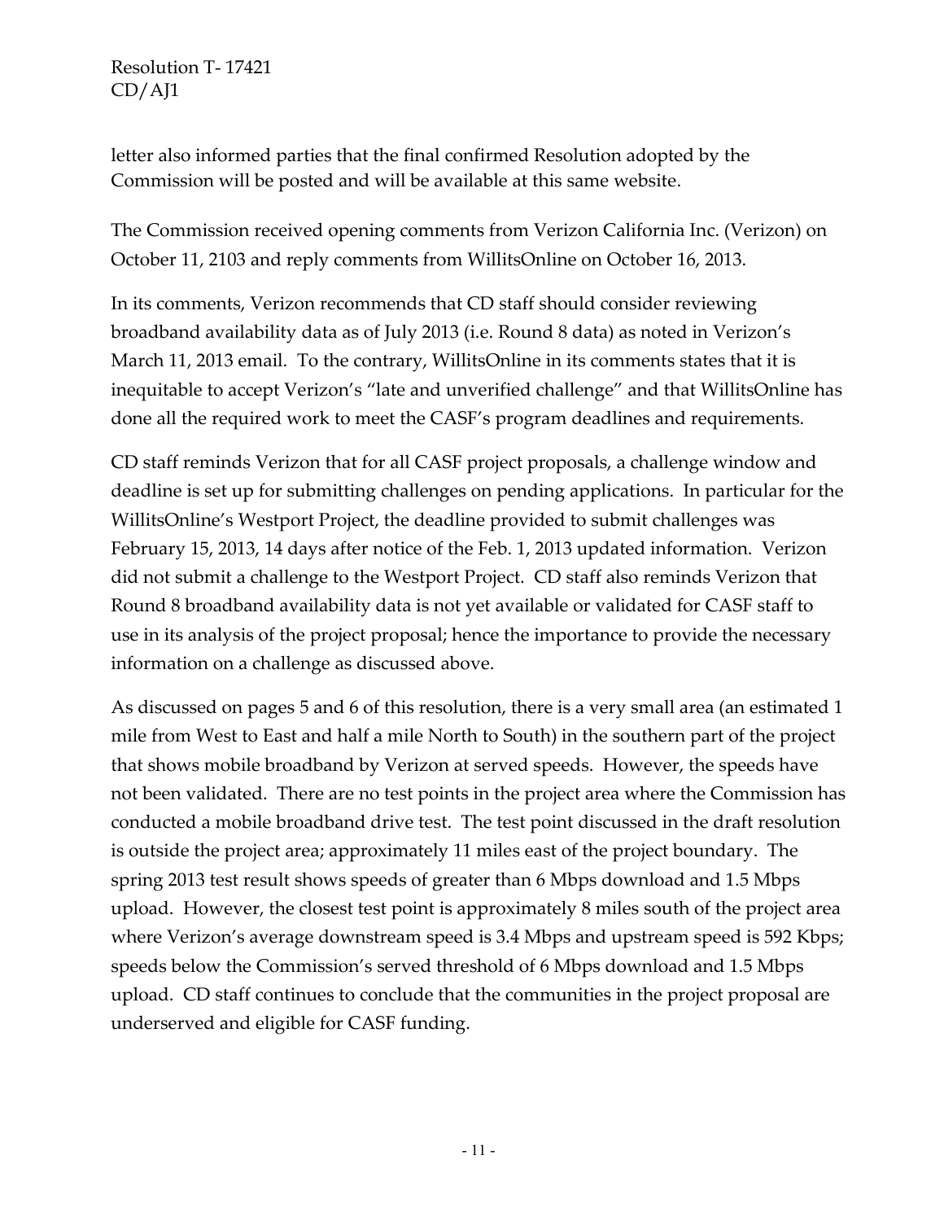letter also informed parties that the final confirmed Resolution adopted by the Commission will be posted and will be available at this same website.

The Commission received opening comments from Verizon California Inc. (Verizon) on October 11, 2103 and reply comments from WillitsOnline on October 16, 2013.

In its comments, Verizon recommends that CD staff should consider reviewing broadband availability data as of July 2013 (i.e. Round 8 data) as noted in Verizon's March 11, 2013 email. To the contrary, WillitsOnline in its comments states that it is inequitable to accept Verizon's "late and unverified challenge" and that WillitsOnline has done all the required work to meet the CASF's program deadlines and requirements.

CD staff reminds Verizon that for all CASF project proposals, a challenge window and deadline is set up for submitting challenges on pending applications. In particular for the WillitsOnline's Westport Project, the deadline provided to submit challenges was February 15, 2013, 14 days after notice of the Feb. 1, 2013 updated information. Verizon did not submit a challenge to the Westport Project. CD staff also reminds Verizon that Round 8 broadband availability data is not yet available or validated for CASF staff to use in its analysis of the project proposal; hence the importance to provide the necessary information on a challenge as discussed above.

As discussed on pages 5 and 6 of this resolution, there is a very small area (an estimated 1 mile from West to East and half a mile North to South) in the southern part of the project that shows mobile broadband by Verizon at served speeds. However, the speeds have not been validated. There are no test points in the project area where the Commission has conducted a mobile broadband drive test. The test point discussed in the draft resolution is outside the project area; approximately 11 miles east of the project boundary. The spring 2013 test result shows speeds of greater than 6 Mbps download and 1.5 Mbps upload. However, the closest test point is approximately 8 miles south of the project area where Verizon's average downstream speed is 3.4 Mbps and upstream speed is 592 Kbps; speeds below the Commission's served threshold of 6 Mbps download and 1.5 Mbps upload. CD staff continues to conclude that the communities in the project proposal are underserved and eligible for CASF funding.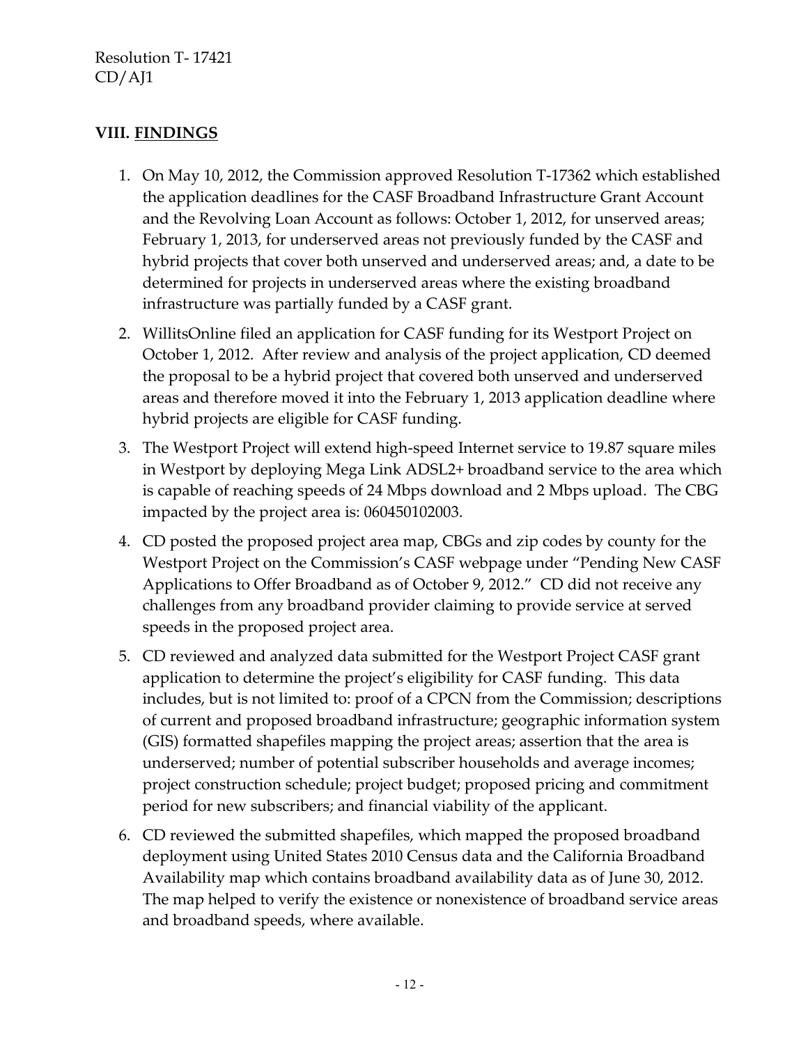## VIII. FINDINGS

1. On May 10, 2012, the Commission approved Resolution T-17362 which established the application deadlines for the CASF Broadband Infrastructure Grant Account and the Revolving Loan Account as follows: October 1, 2012, for unserved areas; February 1, 2013, for underserved areas not previously funded by the CASF and hybrid projects that cover both unserved and underserved areas; and, a date to be determined for projects in underserved areas where the existing broadband infrastructure was partially funded by a CASF grant.
2. WillitsOnline filed an application for CASF funding for its Westport Project on October 1, 2012. After review and analysis of the project application, CD deemed the proposal to be a hybrid project that covered both unserved and underserved areas and therefore moved it into the February 1, 2013 application deadline where hybrid projects are eligible for CASF funding.
3. The Westport Project will extend high-speed Internet service to 19.87 square miles in Westport by deploying Mega Link ADSL2+ broadband service to the area which is capable of reaching speeds of 24 Mbps download and 2 Mbps upload. The CBG impacted by the project area is: 060450102003.
4. CD posted the proposed project area map, CBGs and zip codes by county for the Westport Project on the Commission's CASF webpage under "Pending New CASF Applications to Offer Broadband as of October 9, 2012." CD did not receive any challenges from any broadband provider claiming to provide service at served speeds in the proposed project area.
5. CD reviewed and analyzed data submitted for the Westport Project CASF grant application to determine the project's eligibility for CASF funding. This data includes, but is not limited to: proof of a CPCN from the Commission; descriptions of current and proposed broadband infrastructure; geographic information system (GIS) formatted shapefiles mapping the project areas; assertion that the area is underserved; number of potential subscriber households and average incomes; project construction schedule; project budget; proposed pricing and commitment period for new subscribers; and financial viability of the applicant.
6. CD reviewed the submitted shapefiles, which mapped the proposed broadband deployment using United States 2010 Census data and the California Broadband Availability map which contains broadband availability data as of June 30, 2012. The map helped to verify the existence or nonexistence of broadband service areas and broadband speeds, where available.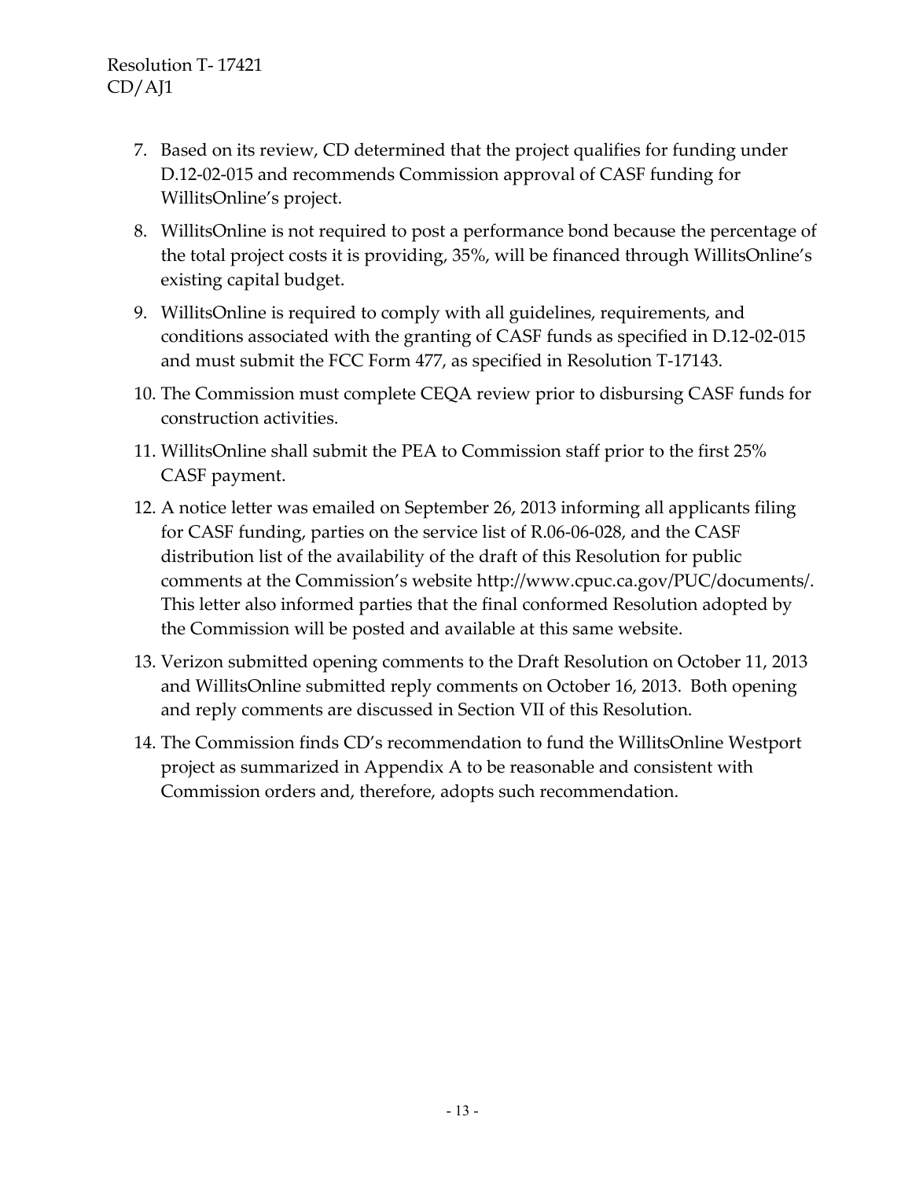7. Based on its review, CD determined that the project qualifies for funding under D.12-02-015 and recommends Commission approval of CASF funding for WillitsOnline's project.
8. WillitsOnline is not required to post a performance bond because the percentage of the total project costs it is providing, 35%, will be financed through WillitsOnline's existing capital budget.
9. WillitsOnline is required to comply with all guidelines, requirements, and conditions associated with the granting of CASF funds as specified in D.12-02-015 and must submit the FCC Form 477, as specified in Resolution T-17143.
10. The Commission must complete CEQA review prior to disbursing CASF funds for construction activities.
11. WillitsOnline shall submit the PEA to Commission staff prior to the first 25% CASF payment.
12. A notice letter was emailed on September 26, 2013 informing all applicants filing for CASF funding, parties on the service list of R.06-06-028, and the CASF distribution list of the availability of the draft of this Resolution for public comments at the Commission's website http://www.cpuc.ca.gov/PUC/documents/. This letter also informed parties that the final conformed Resolution adopted by the Commission will be posted and available at this same website.
13. Verizon submitted opening comments to the Draft Resolution on October 11, 2013 and WillitsOnline submitted reply comments on October 16, 2013. Both opening and reply comments are discussed in Section VII of this Resolution.
14. The Commission finds CD's recommendation to fund the WillitsOnline Westport project as summarized in Appendix A to be reasonable and consistent with Commission orders and, therefore, adopts such recommendation.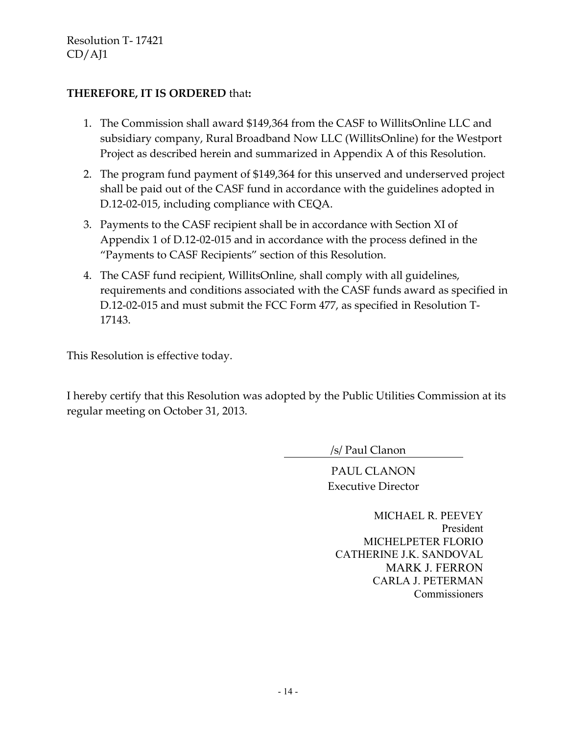**THEREFORE, IT IS ORDERED** that**:**

1. The Commission shall award $149,364 from the CASF to WillitsOnline LLC and subsidiary company, Rural Broadband Now LLC (WillitsOnline) for the Westport Project as described herein and summarized in Appendix A of this Resolution.
2. The program fund payment of $149,364 for this unserved and underserved project shall be paid out of the CASF fund in accordance with the guidelines adopted in D.12-02-015, including compliance with CEQA.
3. Payments to the CASF recipient shall be in accordance with Section XI of Appendix 1 of D.12-02-015 and in accordance with the process defined in the "Payments to CASF Recipients" section of this Resolution.
4. The CASF fund recipient, WillitsOnline, shall comply with all guidelines, requirements and conditions associated with the CASF funds award as specified in D.12-02-015 and must submit the FCC Form 477, as specified in Resolution T-17143.

This Resolution is effective today.

I hereby certify that this Resolution was adopted by the Public Utilities Commission at its regular meeting on October 31, 2013.

/s/ Paul Clanon

PAUL CLANON
Executive Director

MICHAEL R. PEEVEY
President
MICHELPETER FLORIO
CATHERINE J.K. SANDOVAL
MARK J. FERRON
CARLA J. PETERMAN
Commissioners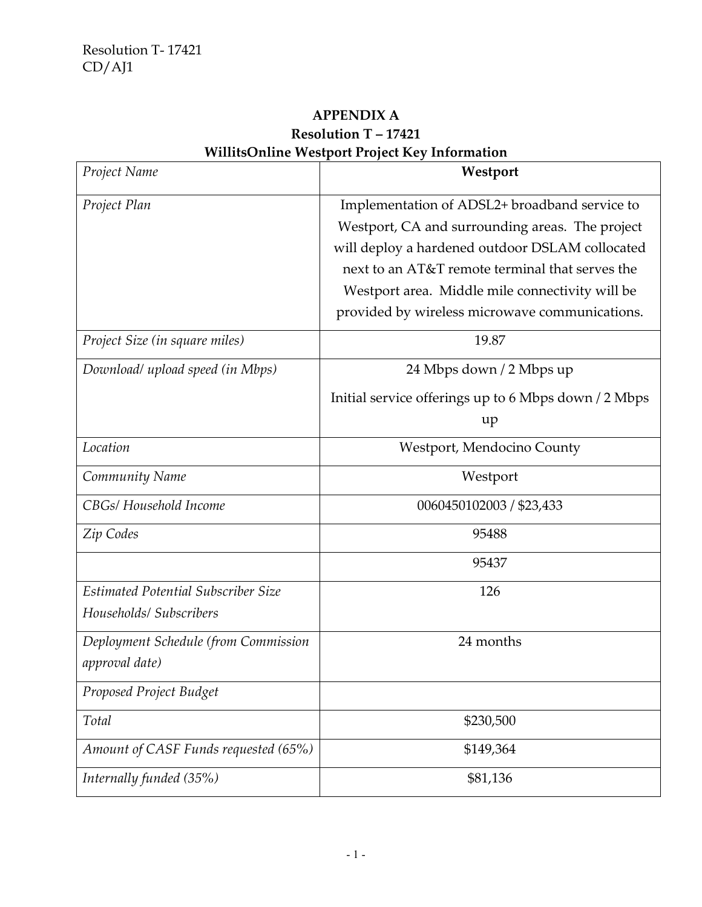# APPENDIX A

## Resolution T – 17421

## WillitsOnline Westport Project Key Information

| *Project Name* | **Westport** |
|---|---|
| *Project Plan* | Implementation of ADSL2+ broadband service to Westport, CA and surrounding areas. The project will deploy a hardened outdoor DSLAM collocated next to an AT&T remote terminal that serves the Westport area. Middle mile connectivity will be provided by wireless microwave communications. |
| *Project Size (in square miles)* | 19.87 |
| *Download/ upload speed (in Mbps)* | 24 Mbps down / 2 Mbps up<br>Initial service offerings up to 6 Mbps down / 2 Mbps up |
| *Location* | Westport, Mendocino County |
| *Community Name* | Westport |
| *CBGs/ Household Income* | 0060450102003 / $23,433 |
| *Zip Codes* | 95488 |
| | 95437 |
| *Estimated Potential Subscriber Size Households/ Subscribers* | 126 |
| *Deployment Schedule (from Commission approval date)* | 24 months |
| *Proposed Project Budget* | |
| *Total* | $230,500 |
| *Amount of CASF Funds requested (65%)* | $149,364 |
| *Internally funded (35%)* | $81,136 |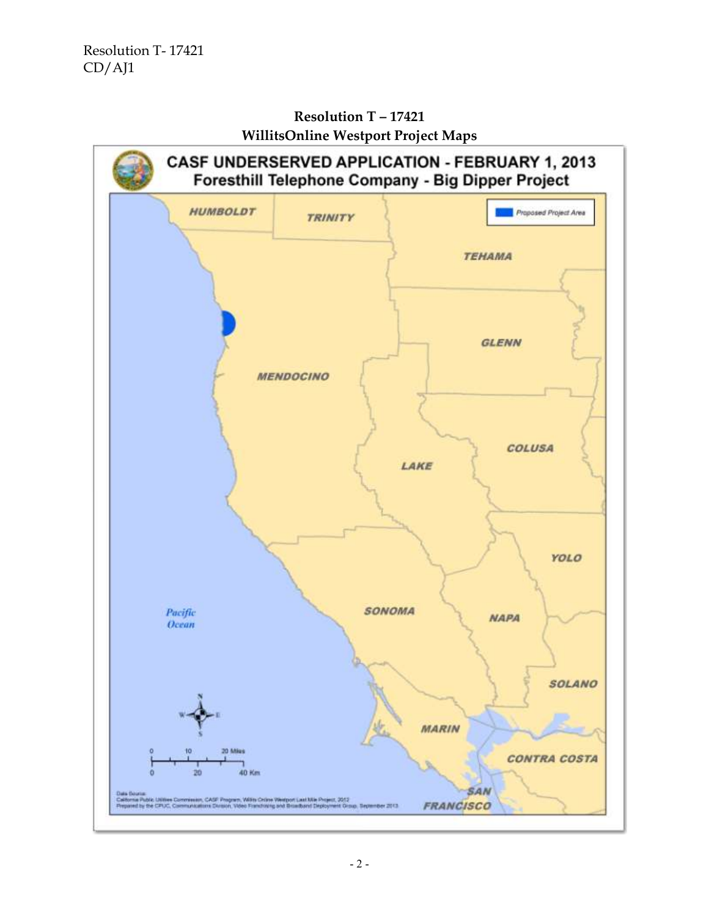**Resolution T – 17421**
**WillitsOnline Westport Project Maps**

**CASF UNDERSERVED APPLICATION - FEBRUARY 1, 2013**
**Foresthill Telephone Company - Big Dipper Project**

Proposed Project Area

HUMBOLDT

TRINITY

TEHAMA

GLENN

MENDOCINO

COLUSA

LAKE

YOLO

SONOMA

NAPA

SOLANO

MARIN

CONTRA COSTA

SAN FRANCISCO

Pacific Ocean

0 10 20 Miles

0 20 40 Km

Data Source:
California Public Utilities Commission, CASF Program, Willits Online Westport Last Mile Project, 2012
Prepared by the CPUC, Communications Division, Video Franchising and Broadband Deployment Group, September 2013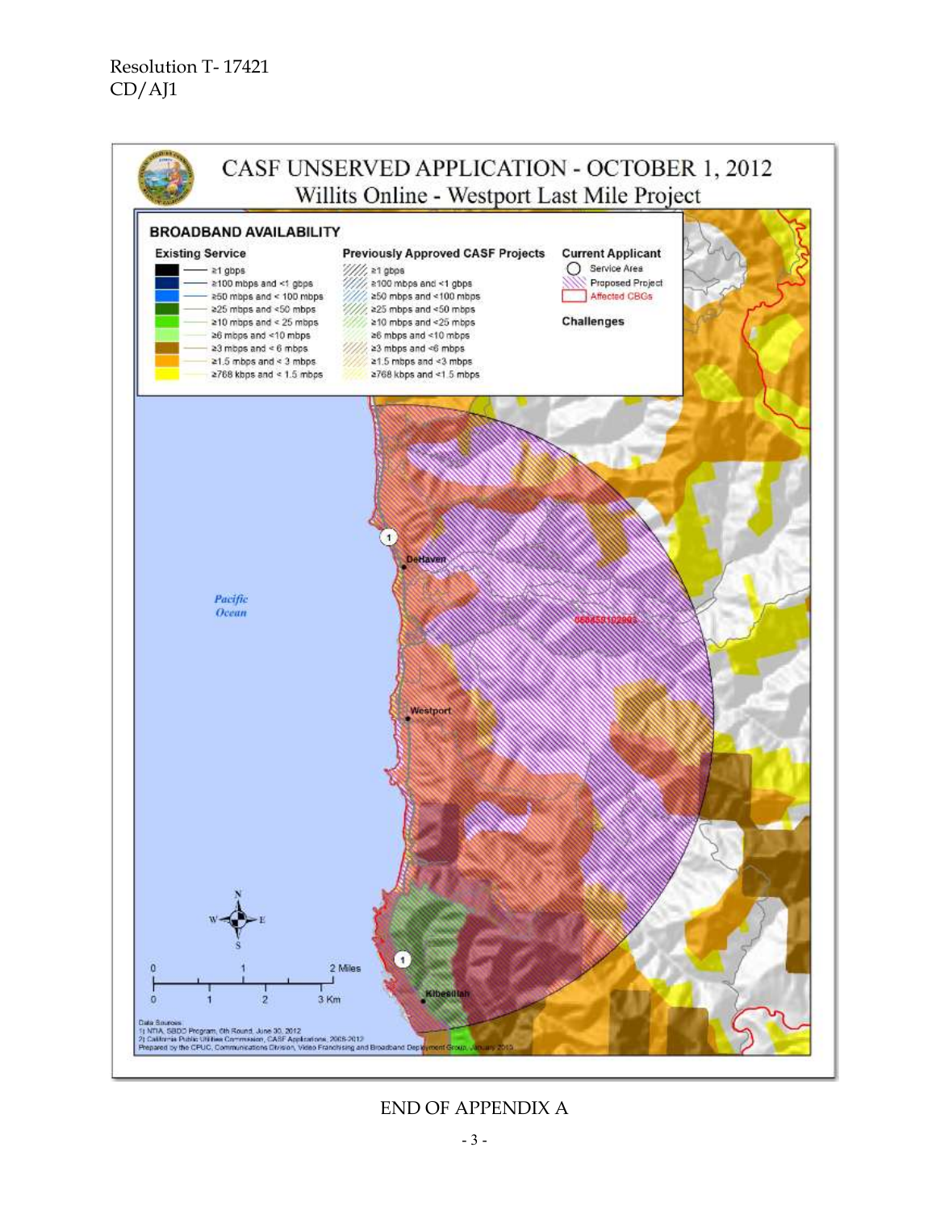Resolution T- 17421
CD/AJ1

CASF UNSERVED APPLICATION - OCTOBER 1, 2012
Willits Online - Westport Last Mile Project

BROADBAND AVAILABILITY

Existing Service
≥1 gbps
≥100 mbps and <1 gbps
≥50 mbps and < 100 mbps
≥25 mbps and <50 mbps
≥10 mbps and < 25 mbps
≥6 mbps and <10 mbps
≥3 mbps and < 6 mbps
≥1.5 mbps and < 3 mbps
≥768 kbps and < 1.5 mbps

Previously Approved CASF Projects
≥1 gbps
≥100 mbps and <1 gbps
≥50 mbps and <100 mbps
≥25 mbps and <50 mbps
≥10 mbps and <25 mbps
≥6 mbps and <10 mbps
≥3 mbps and <6 mbps
≥1.5 mbps and <3 mbps
≥768 kbps and <1.5 mbps

Current Applicant
Service Area
Proposed Project
Affected CBGs

Challenges

Pacific Ocean

DeHaven
Westport
Kibesillah
1
060459102003

0 1 2 Miles
0 1 2 3 Km

Data Sources:
1) NTIA, SBDD Program, 6th Round, June 30, 2012
2) California Public Utilities Commission, CASF Applications, 2008-2012
Prepared by the CPUC, Communications Division, Video Franchising and Broadband Deployment Group, January 2013

END OF APPENDIX A